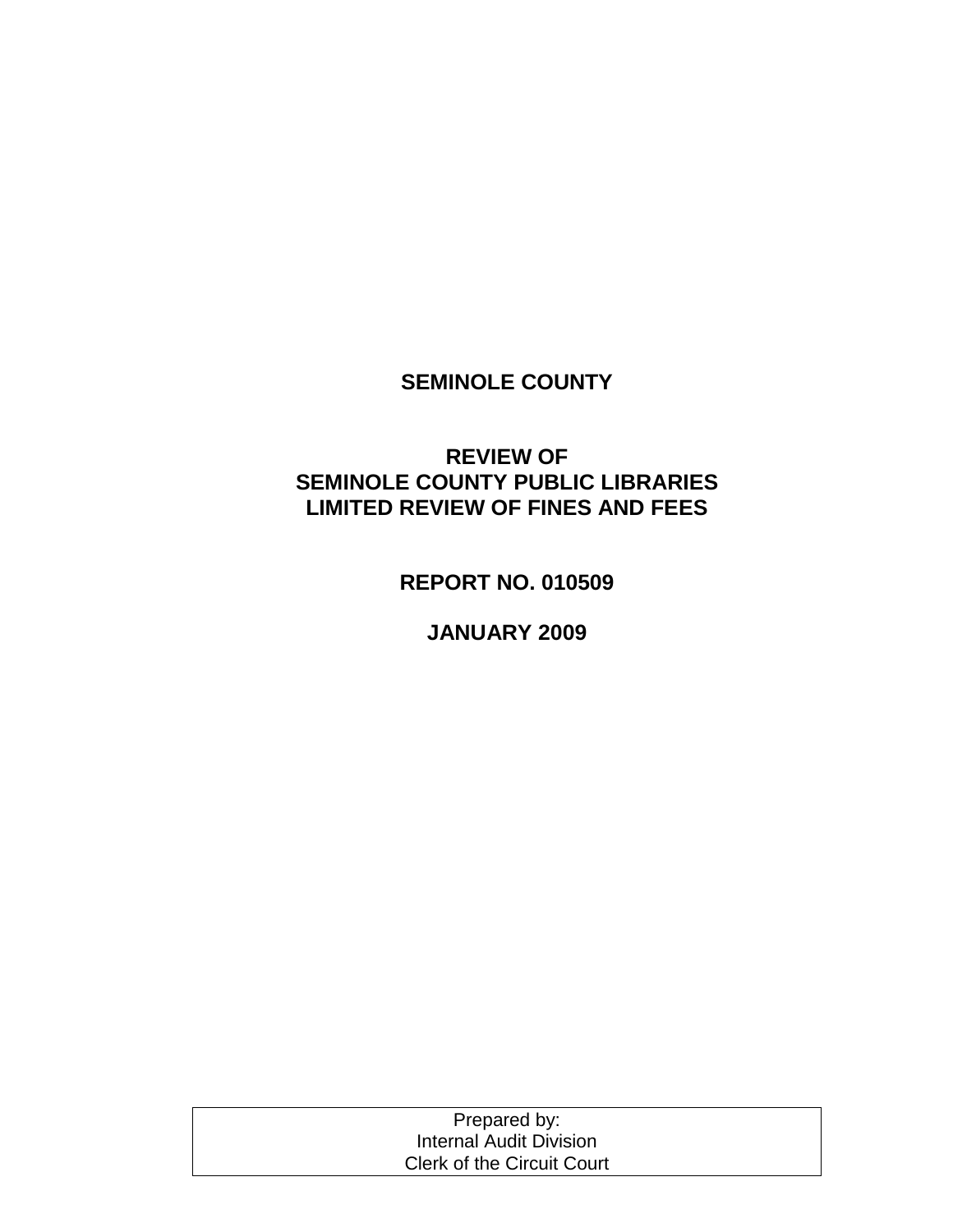# SEMINOLE COUNTY

## REVIEW OF
## SEMINOLE COUNTY PUBLIC LIBRARIES
## LIMITED REVIEW OF FINES AND FEES

**REPORT NO. 010509**

**JANUARY 2009**

| Prepared by: Internal Audit Division Clerk of the Circuit Court |
|---|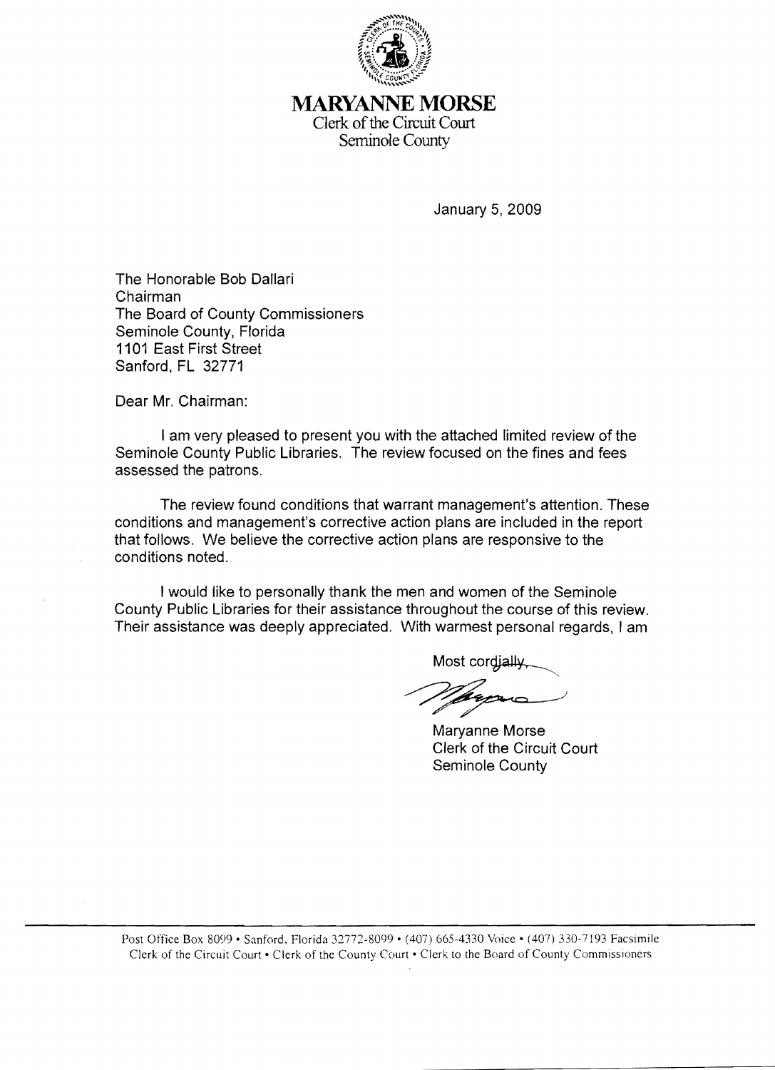# MARYANNE MORSE

Clerk of the Circuit Court
Seminole County

January 5, 2009

The Honorable Bob Dallari
Chairman
The Board of County Commissioners
Seminole County, Florida
1101 East First Street
Sanford, FL 32771

Dear Mr. Chairman:

I am very pleased to present you with the attached limited review of the Seminole County Public Libraries. The review focused on the fines and fees assessed the patrons.

The review found conditions that warrant management's attention. These conditions and management's corrective action plans are included in the report that follows. We believe the corrective action plans are responsive to the conditions noted.

I would like to personally thank the men and women of the Seminole County Public Libraries for their assistance throughout the course of this review. Their assistance was deeply appreciated. With warmest personal regards, I am

Most cordially,

Maryanne Morse
Clerk of the Circuit Court
Seminole County

Post Office Box 8099 • Sanford, Florida 32772-8099 • (407) 665-4330 Voice • (407) 330-7193 Facsimile
Clerk of the Circuit Court • Clerk of the County Court • Clerk to the Board of County Commissioners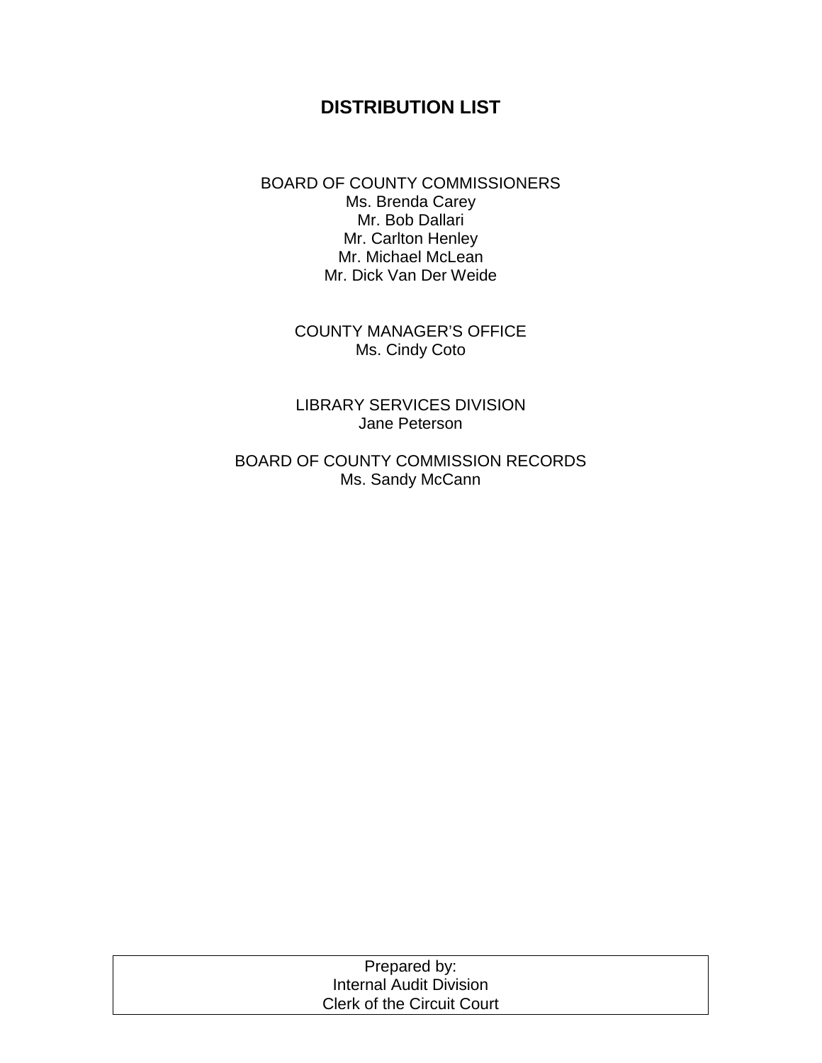# DISTRIBUTION LIST

BOARD OF COUNTY COMMISSIONERS
Ms. Brenda Carey
Mr. Bob Dallari
Mr. Carlton Henley
Mr. Michael McLean
Mr. Dick Van Der Weide

COUNTY MANAGER'S OFFICE
Ms. Cindy Coto

LIBRARY SERVICES DIVISION
Jane Peterson

BOARD OF COUNTY COMMISSION RECORDS
Ms. Sandy McCann

| Prepared by: |
| --- |
| Internal Audit Division |
| Clerk of the Circuit Court |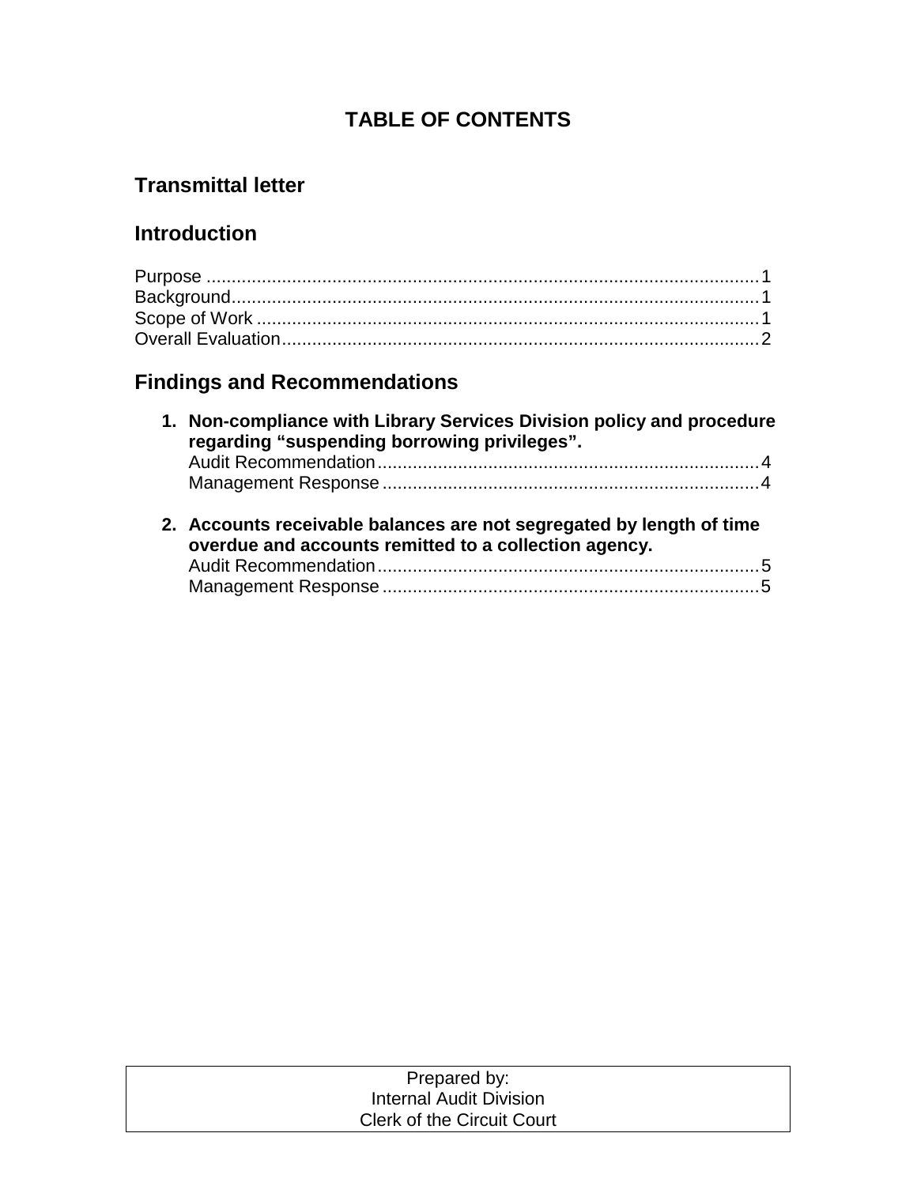# TABLE OF CONTENTS

## Transmittal letter

## Introduction

Purpose .......... 1
Background .......... 1
Scope of Work .......... 1
Overall Evaluation .......... 2

## Findings and Recommendations

1. **Non-compliance with Library Services Division policy and procedure regarding "suspending borrowing privileges".**
   Audit Recommendation .......... 4
   Management Response .......... 4

2. **Accounts receivable balances are not segregated by length of time overdue and accounts remitted to a collection agency.**
   Audit Recommendation .......... 5
   Management Response .......... 5

| Prepared by: |
|---|
| Internal Audit Division |
| Clerk of the Circuit Court |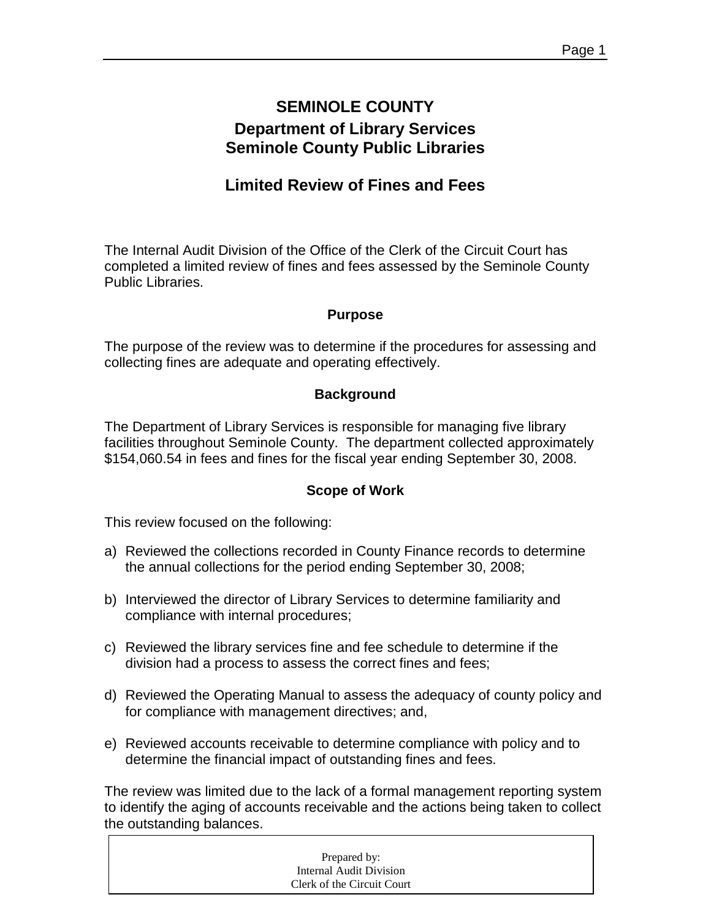# SEMINOLE COUNTY

## Department of Library Services
## Seminole County Public Libraries

## Limited Review of Fines and Fees

The Internal Audit Division of the Office of the Clerk of the Circuit Court has completed a limited review of fines and fees assessed by the Seminole County Public Libraries.

### Purpose

The purpose of the review was to determine if the procedures for assessing and collecting fines are adequate and operating effectively.

### Background

The Department of Library Services is responsible for managing five library facilities throughout Seminole County. The department collected approximately $154,060.54 in fees and fines for the fiscal year ending September 30, 2008.

### Scope of Work

This review focused on the following:

a) Reviewed the collections recorded in County Finance records to determine the annual collections for the period ending September 30, 2008;

b) Interviewed the director of Library Services to determine familiarity and compliance with internal procedures;

c) Reviewed the library services fine and fee schedule to determine if the division had a process to assess the correct fines and fees;

d) Reviewed the Operating Manual to assess the adequacy of county policy and for compliance with management directives; and,

e) Reviewed accounts receivable to determine compliance with policy and to determine the financial impact of outstanding fines and fees.

The review was limited due to the lack of a formal management reporting system to identify the aging of accounts receivable and the actions being taken to collect the outstanding balances.

Prepared by:
Internal Audit Division
Clerk of the Circuit Court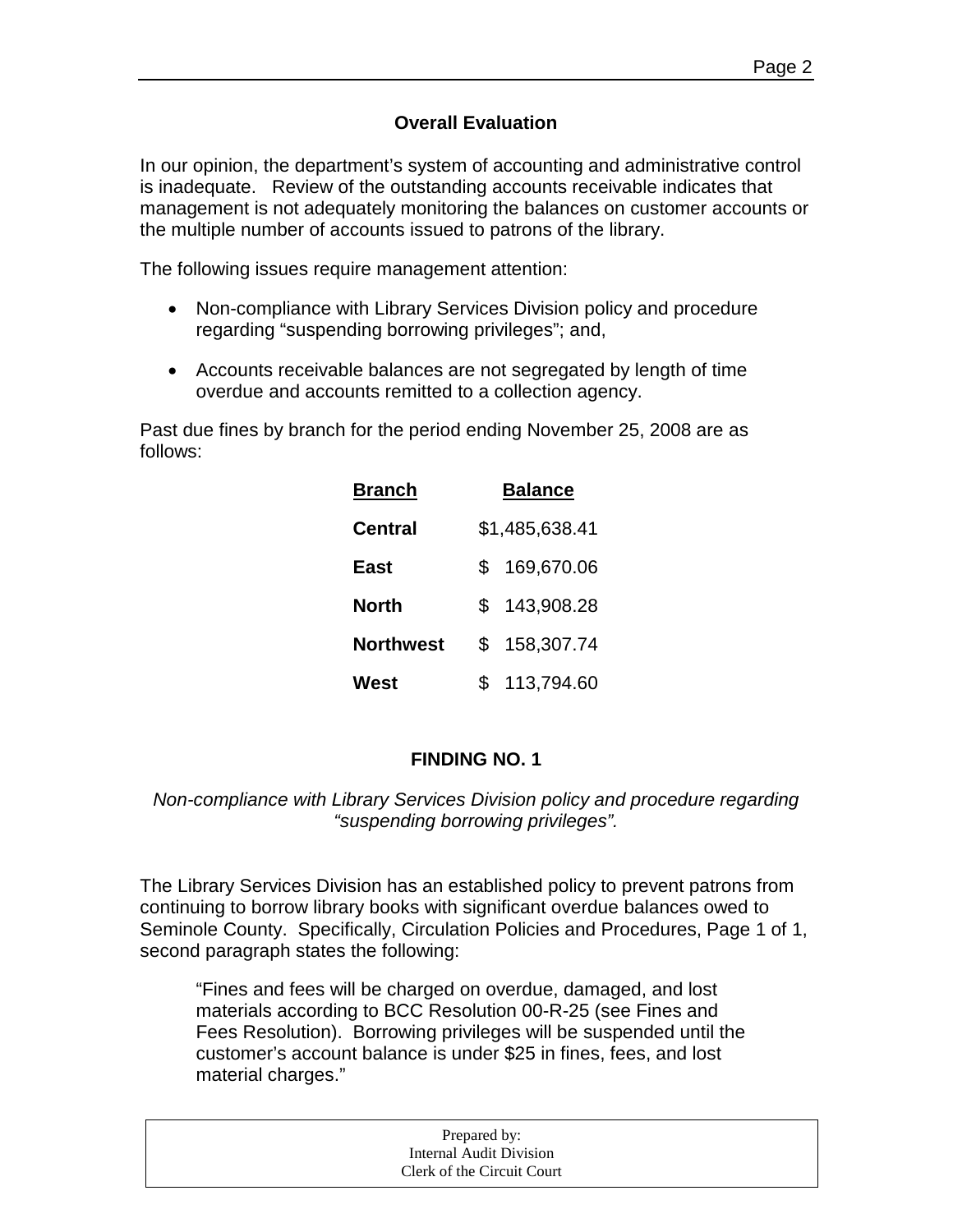## Overall Evaluation

In our opinion, the department's system of accounting and administrative control is inadequate. Review of the outstanding accounts receivable indicates that management is not adequately monitoring the balances on customer accounts or the multiple number of accounts issued to patrons of the library.

The following issues require management attention:

- Non-compliance with Library Services Division policy and procedure regarding "suspending borrowing privileges"; and,
- Accounts receivable balances are not segregated by length of time overdue and accounts remitted to a collection agency.

Past due fines by branch for the period ending November 25, 2008 are as follows:

| **Branch** | **Balance** |
|---|---|
| **Central** | $1,485,638.41 |
| **East** | $ 169,670.06 |
| **North** | $ 143,908.28 |
| **Northwest** | $ 158,307.74 |
| **West** | $ 113,794.60 |

## FINDING NO. 1

*Non-compliance with Library Services Division policy and procedure regarding "suspending borrowing privileges".*

The Library Services Division has an established policy to prevent patrons from continuing to borrow library books with significant overdue balances owed to Seminole County. Specifically, Circulation Policies and Procedures, Page 1 of 1, second paragraph states the following:

> "Fines and fees will be charged on overdue, damaged, and lost materials according to BCC Resolution 00-R-25 (see Fines and Fees Resolution). Borrowing privileges will be suspended until the customer's account balance is under $25 in fines, fees, and lost material charges."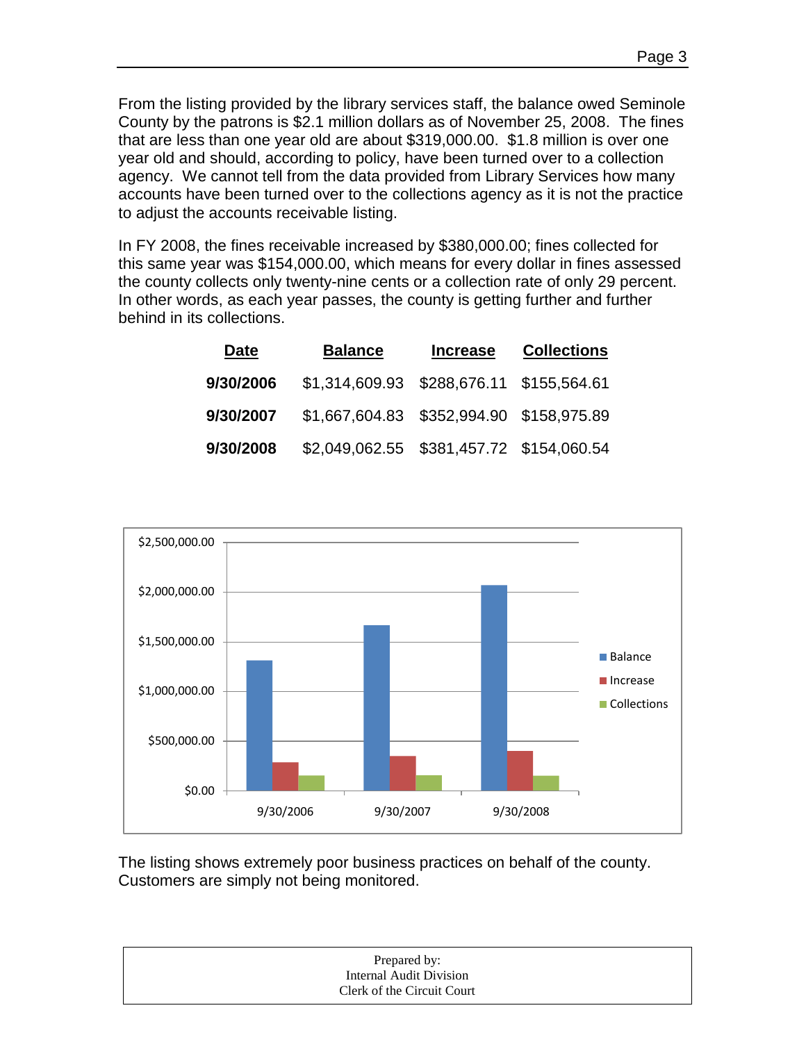From the listing provided by the library services staff, the balance owed Seminole County by the patrons is $2.1 million dollars as of November 25, 2008. The fines that are less than one year old are about $319,000.00. $1.8 million is over one year old and should, according to policy, have been turned over to a collection agency. We cannot tell from the data provided from Library Services how many accounts have been turned over to the collections agency as it is not the practice to adjust the accounts receivable listing.

In FY 2008, the fines receivable increased by $380,000.00; fines collected for this same year was $154,000.00, which means for every dollar in fines assessed the county collects only twenty-nine cents or a collection rate of only 29 percent. In other words, as each year passes, the county is getting further and further behind in its collections.

| Date | Balance | Increase | Collections |
|---|---|---|---|
| **9/30/2006** | $1,314,609.93 | $288,676.11 | $155,564.61 |
| **9/30/2007** | $1,667,604.83 | $352,994.90 | $158,975.89 |
| **9/30/2008** | $2,049,062.55 | $381,457.72 | $154,060.54 |

The listing shows extremely poor business practices on behalf of the county. Customers are simply not being monitored.

Prepared by:
Internal Audit Division
Clerk of the Circuit Court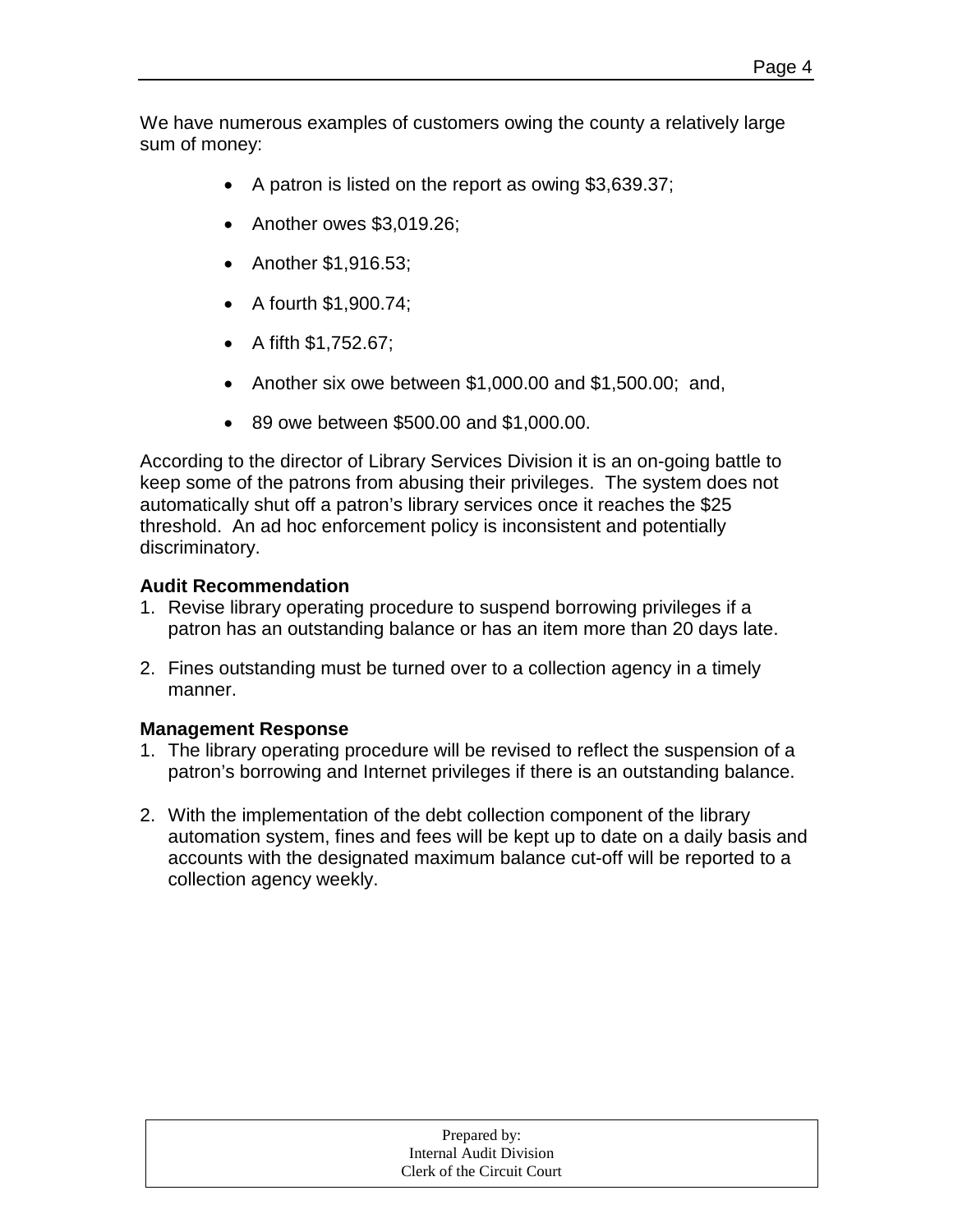We have numerous examples of customers owing the county a relatively large sum of money:

- A patron is listed on the report as owing $3,639.37;
- Another owes $3,019.26;
- Another $1,916.53;
- A fourth $1,900.74;
- A fifth $1,752.67;
- Another six owe between $1,000.00 and $1,500.00; and,
- 89 owe between $500.00 and $1,000.00.

According to the director of Library Services Division it is an on-going battle to keep some of the patrons from abusing their privileges. The system does not automatically shut off a patron's library services once it reaches the $25 threshold. An ad hoc enforcement policy is inconsistent and potentially discriminatory.

**Audit Recommendation**

1. Revise library operating procedure to suspend borrowing privileges if a patron has an outstanding balance or has an item more than 20 days late.

2. Fines outstanding must be turned over to a collection agency in a timely manner.

**Management Response**

1. The library operating procedure will be revised to reflect the suspension of a patron's borrowing and Internet privileges if there is an outstanding balance.

2. With the implementation of the debt collection component of the library automation system, fines and fees will be kept up to date on a daily basis and accounts with the designated maximum balance cut-off will be reported to a collection agency weekly.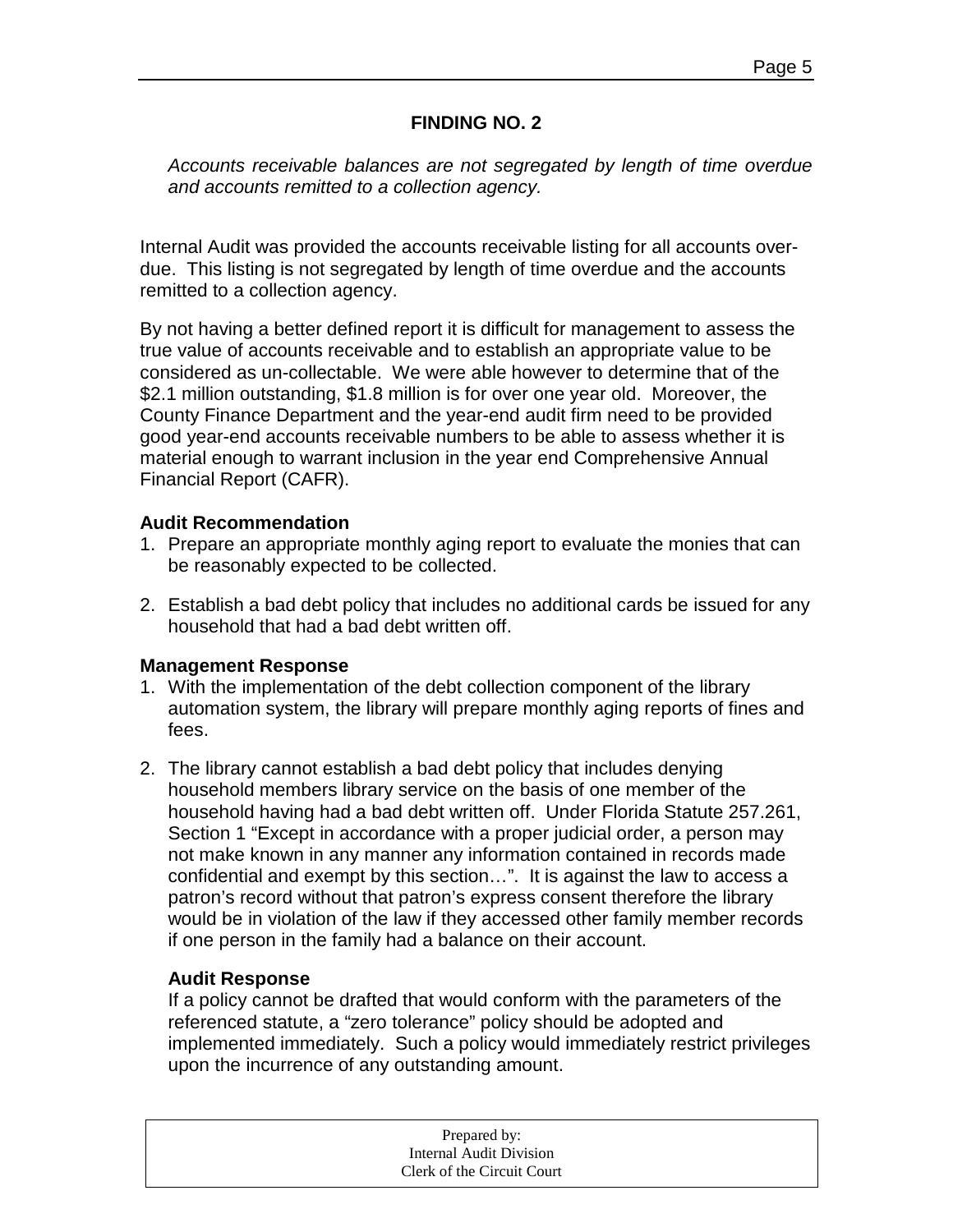## FINDING NO. 2

*Accounts receivable balances are not segregated by length of time overdue and accounts remitted to a collection agency.*

Internal Audit was provided the accounts receivable listing for all accounts over-due. This listing is not segregated by length of time overdue and the accounts remitted to a collection agency.

By not having a better defined report it is difficult for management to assess the true value of accounts receivable and to establish an appropriate value to be considered as un-collectable. We were able however to determine that of the $2.1 million outstanding, $1.8 million is for over one year old. Moreover, the County Finance Department and the year-end audit firm need to be provided good year-end accounts receivable numbers to be able to assess whether it is material enough to warrant inclusion in the year end Comprehensive Annual Financial Report (CAFR).

**Audit Recommendation**

1. Prepare an appropriate monthly aging report to evaluate the monies that can be reasonably expected to be collected.

2. Establish a bad debt policy that includes no additional cards be issued for any household that had a bad debt written off.

**Management Response**

1. With the implementation of the debt collection component of the library automation system, the library will prepare monthly aging reports of fines and fees.

2. The library cannot establish a bad debt policy that includes denying household members library service on the basis of one member of the household having had a bad debt written off. Under Florida Statute 257.261, Section 1 “Except in accordance with a proper judicial order, a person may not make known in any manner any information contained in records made confidential and exempt by this section…”. It is against the law to access a patron’s record without that patron’s express consent therefore the library would be in violation of the law if they accessed other family member records if one person in the family had a balance on their account.

**Audit Response**

If a policy cannot be drafted that would conform with the parameters of the referenced statute, a “zero tolerance” policy should be adopted and implemented immediately. Such a policy would immediately restrict privileges upon the incurrence of any outstanding amount.

Prepared by:
Internal Audit Division
Clerk of the Circuit Court